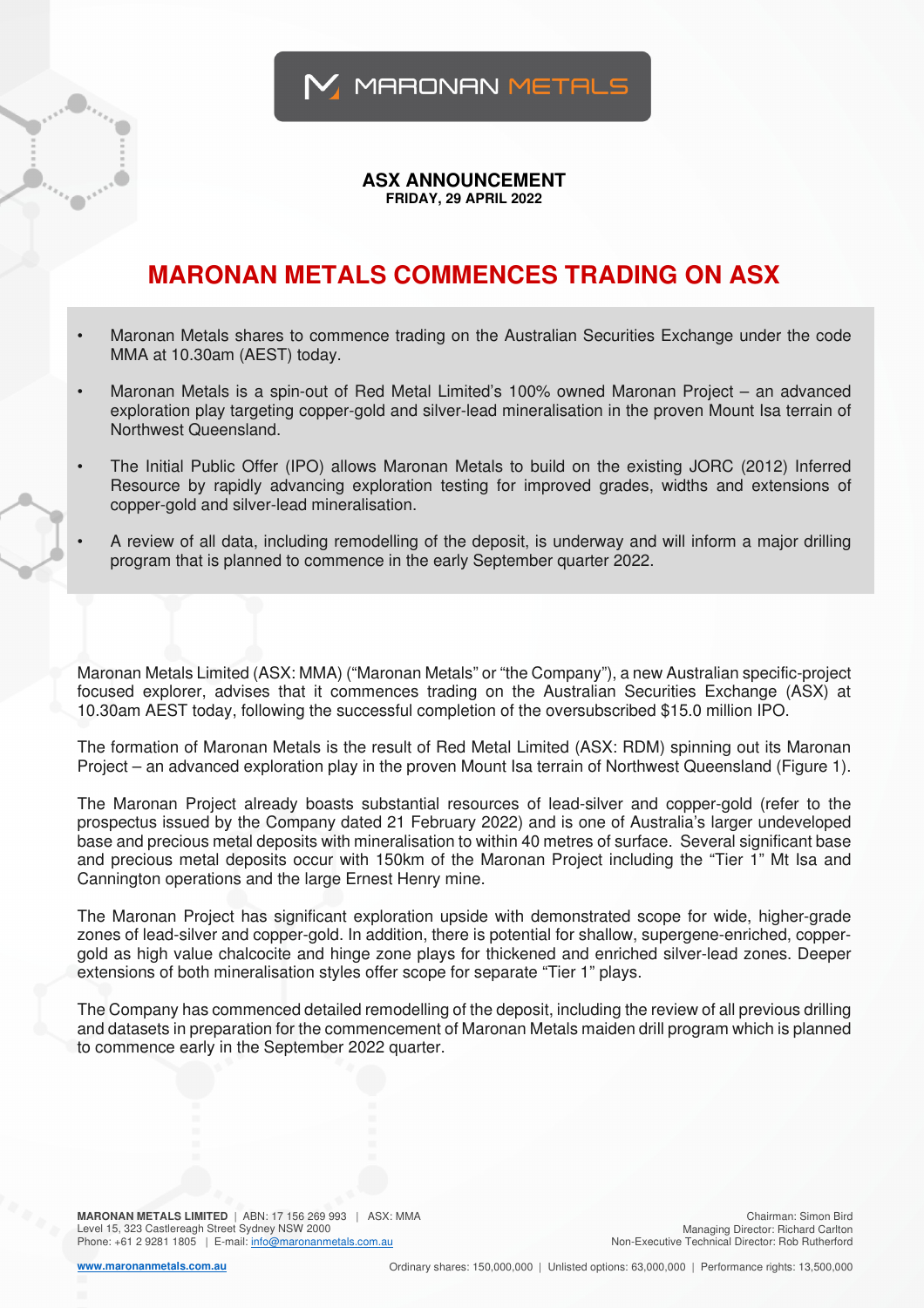**ASX ANNOUNCEMENT**
**FRIDAY, 29 APRIL 2022**

# MARONAN METALS COMMENCES TRADING ON ASX

- Maronan Metals shares to commence trading on the Australian Securities Exchange under the code MMA at 10.30am (AEST) today.
- Maronan Metals is a spin-out of Red Metal Limited's 100% owned Maronan Project – an advanced exploration play targeting copper-gold and silver-lead mineralisation in the proven Mount Isa terrain of Northwest Queensland.
- The Initial Public Offer (IPO) allows Maronan Metals to build on the existing JORC (2012) Inferred Resource by rapidly advancing exploration testing for improved grades, widths and extensions of copper-gold and silver-lead mineralisation.
- A review of all data, including remodelling of the deposit, is underway and will inform a major drilling program that is planned to commence in the early September quarter 2022.

Maronan Metals Limited (ASX: MMA) ("Maronan Metals" or "the Company"), a new Australian specific-project focused explorer, advises that it commences trading on the Australian Securities Exchange (ASX) at 10.30am AEST today, following the successful completion of the oversubscribed $15.0 million IPO.

The formation of Maronan Metals is the result of Red Metal Limited (ASX: RDM) spinning out its Maronan Project – an advanced exploration play in the proven Mount Isa terrain of Northwest Queensland (Figure 1).

The Maronan Project already boasts substantial resources of lead-silver and copper-gold (refer to the prospectus issued by the Company dated 21 February 2022) and is one of Australia's larger undeveloped base and precious metal deposits with mineralisation to within 40 metres of surface. Several significant base and precious metal deposits occur with 150km of the Maronan Project including the "Tier 1" Mt Isa and Cannington operations and the large Ernest Henry mine.

The Maronan Project has significant exploration upside with demonstrated scope for wide, higher-grade zones of lead-silver and copper-gold. In addition, there is potential for shallow, supergene-enriched, copper-gold as high value chalcocite and hinge zone plays for thickened and enriched silver-lead zones. Deeper extensions of both mineralisation styles offer scope for separate "Tier 1" plays.

The Company has commenced detailed remodelling of the deposit, including the review of all previous drilling and datasets in preparation for the commencement of Maronan Metals maiden drill program which is planned to commence early in the September 2022 quarter.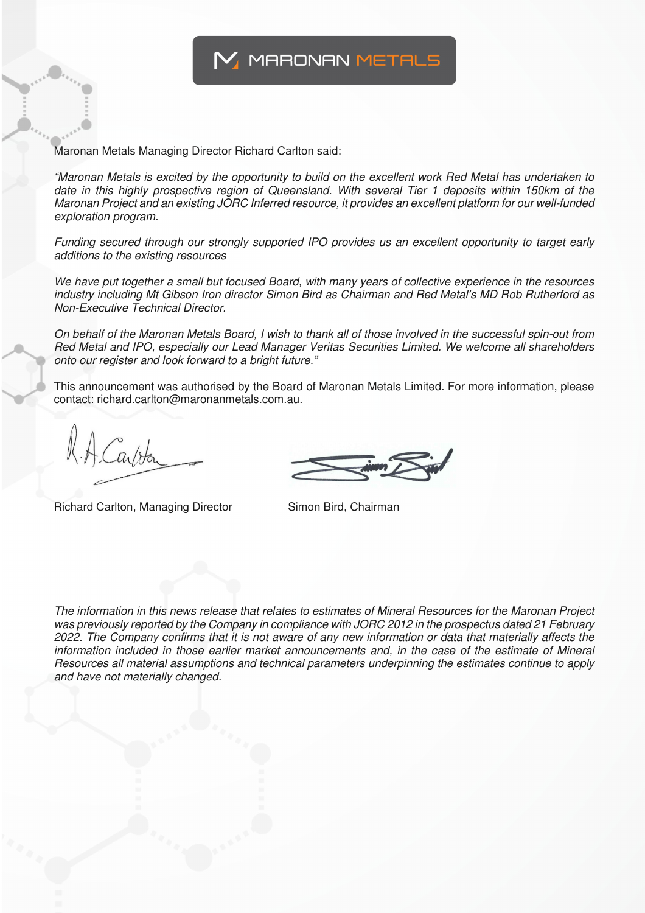Maronan Metals Managing Director Richard Carlton said:

*"Maronan Metals is excited by the opportunity to build on the excellent work Red Metal has undertaken to date in this highly prospective region of Queensland. With several Tier 1 deposits within 150km of the Maronan Project and an existing JORC Inferred resource, it provides an excellent platform for our well-funded exploration program.*

*Funding secured through our strongly supported IPO provides us an excellent opportunity to target early additions to the existing resources*

*We have put together a small but focused Board, with many years of collective experience in the resources industry including Mt Gibson Iron director Simon Bird as Chairman and Red Metal's MD Rob Rutherford as Non-Executive Technical Director.*

*On behalf of the Maronan Metals Board, I wish to thank all of those involved in the successful spin-out from Red Metal and IPO, especially our Lead Manager Veritas Securities Limited. We welcome all shareholders onto our register and look forward to a bright future."*

This announcement was authorised by the Board of Maronan Metals Limited. For more information, please contact: richard.carlton@maronanmetals.com.au.

Richard Carlton, Managing Director

Simon Bird, Chairman

*The information in this news release that relates to estimates of Mineral Resources for the Maronan Project was previously reported by the Company in compliance with JORC 2012 in the prospectus dated 21 February 2022. The Company confirms that it is not aware of any new information or data that materially affects the information included in those earlier market announcements and, in the case of the estimate of Mineral Resources all material assumptions and technical parameters underpinning the estimates continue to apply and have not materially changed.*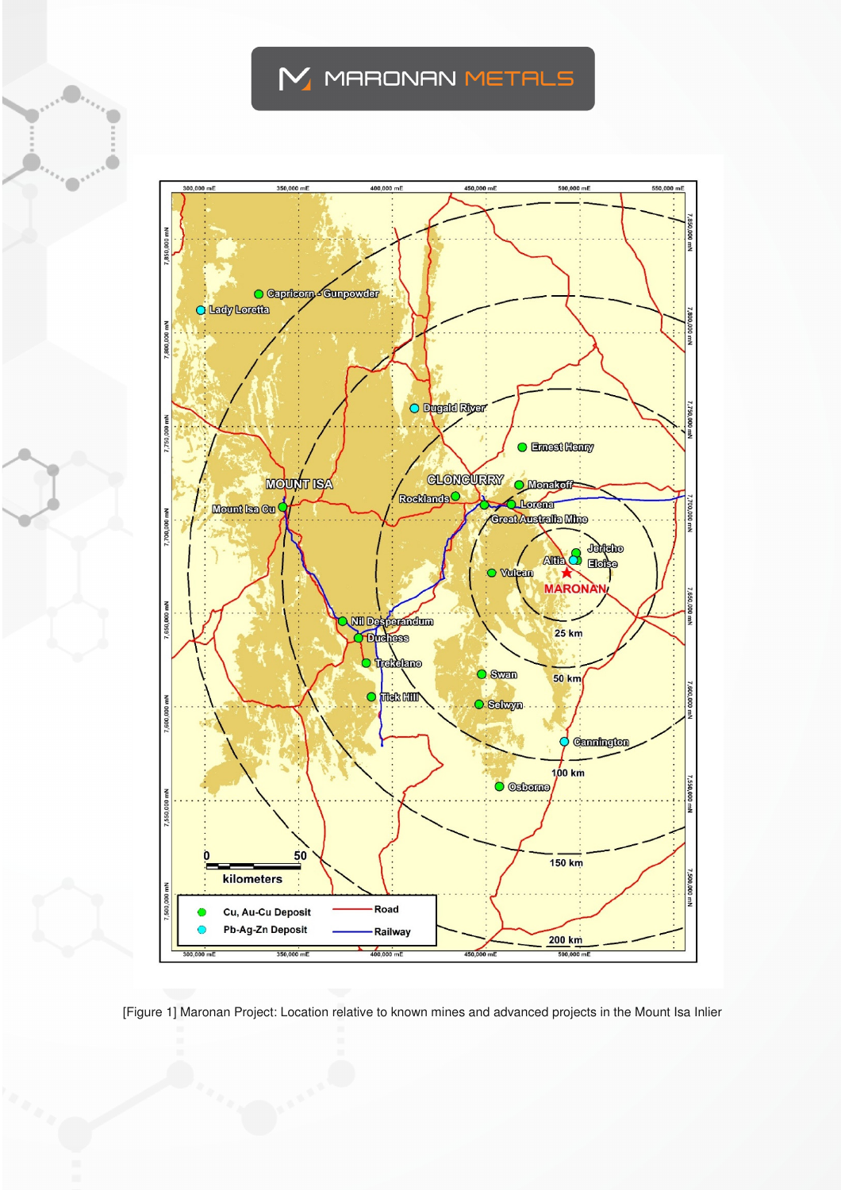300,000 mE
350,000 mE
400,000 mE
450,000 mE
500,000 mE
550,000 mE

7,850,000 mN
7,800,000 mN
7,750,000 mN
7,700,000 mN
7,650,000 mN
7,600,000 mN
7,550,000 mN
7,500,000 mN

Capricorn - Gunpowder
Lady Loretta
Dugald River
Ernest Henry
MOUNT ISA
CLONCURRY
Monakoff
Rocklands
Lorena
Mount Isa Cu
Great Australia Mine
Jericho
Altia
Eloise
Vulcan
MARONAN
Nil Desperandum
Duchess
Trekelano
Tick Hill
Swan
Selwyn
Cannington
Osborne

25 km
50 km
100 km
150 km
200 km

0
50
kilometers

Cu, Au-Cu Deposit
Pb-Ag-Zn Deposit
Road
Railway

[Figure 1] Maronan Project: Location relative to known mines and advanced projects in the Mount Isa Inlier